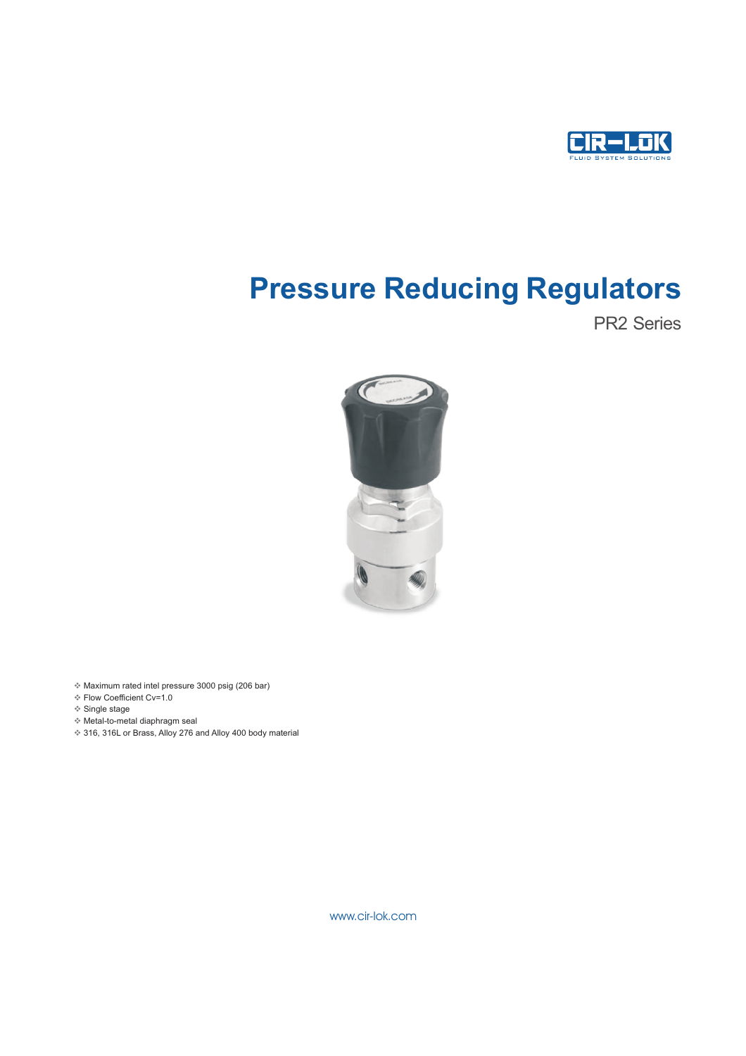# Pressure Reducing Regulators

PR2 Series

- Maximum rated intel pressure 3000 psig (206 bar)
- Flow Coefficient Cv=1.0
- Single stage
- Metal-to-metal diaphragm seal
- 316, 316L or Brass, Alloy 276 and Alloy 400 body material

www.cir-lok.com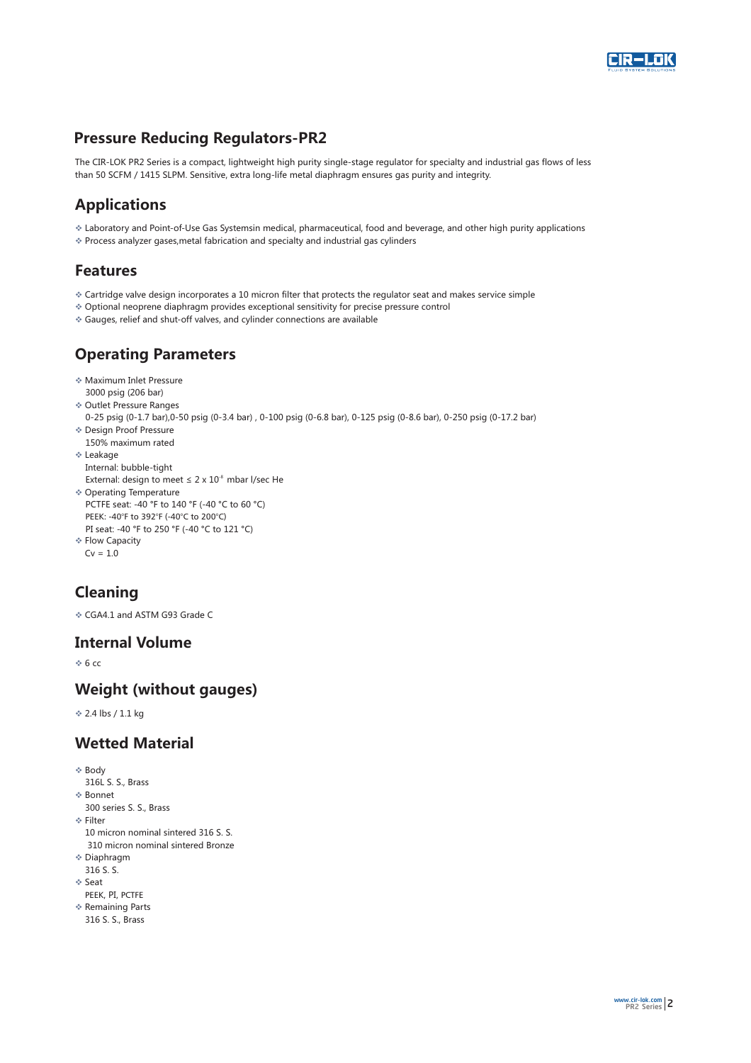## Pressure Reducing Regulators-PR2

The CIR-LOK PR2 Series is a compact, lightweight high purity single-stage regulator for specialty and industrial gas flows of less than 50 SCFM / 1415 SLPM. Sensitive, extra long-life metal diaphragm ensures gas purity and integrity.

## Applications

- Laboratory and Point-of-Use Gas Systemsin medical, pharmaceutical, food and beverage, and other high purity applications
- Process analyzer gases,metal fabrication and specialty and industrial gas cylinders

## Features

- Cartridge valve design incorporates a 10 micron filter that protects the regulator seat and makes service simple
- Optional neoprene diaphragm provides exceptional sensitivity for precise pressure control
- Gauges, relief and shut-off valves, and cylinder connections are available

## Operating Parameters

- Maximum Inlet Pressure
  3000 psig (206 bar)
- Outlet Pressure Ranges
  0-25 psig (0-1.7 bar),0-50 psig (0-3.4 bar) , 0-100 psig (0-6.8 bar), 0-125 psig (0-8.6 bar), 0-250 psig (0-17.2 bar)
- Design Proof Pressure
  150% maximum rated
- Leakage
  Internal: bubble-tight
  External: design to meet ≤ $2 \times 10^{-8}$ mbar l/sec He
- Operating Temperature
  PCTFE seat: -40 °F to 140 °F (-40 °C to 60 °C)
  PEEK: -40°F to 392°F (-40°C to 200°C)
  PI seat: -40 °F to 250 °F (-40 °C to 121 °C)
- Flow Capacity
  Cv = 1.0

## Cleaning

- CGA4.1 and ASTM G93 Grade C

## Internal Volume

- 6 cc

## Weight (without gauges)

- 2.4 lbs / 1.1 kg

## Wetted Material

- Body
  316L S. S., Brass
- Bonnet
  300 series S. S., Brass
- Filter
  10 micron nominal sintered 316 S. S.
  310 micron nominal sintered Bronze
- Diaphragm
  316 S. S.
- Seat
  PEEK, PI, PCTFE
- Remaining Parts
  316 S. S., Brass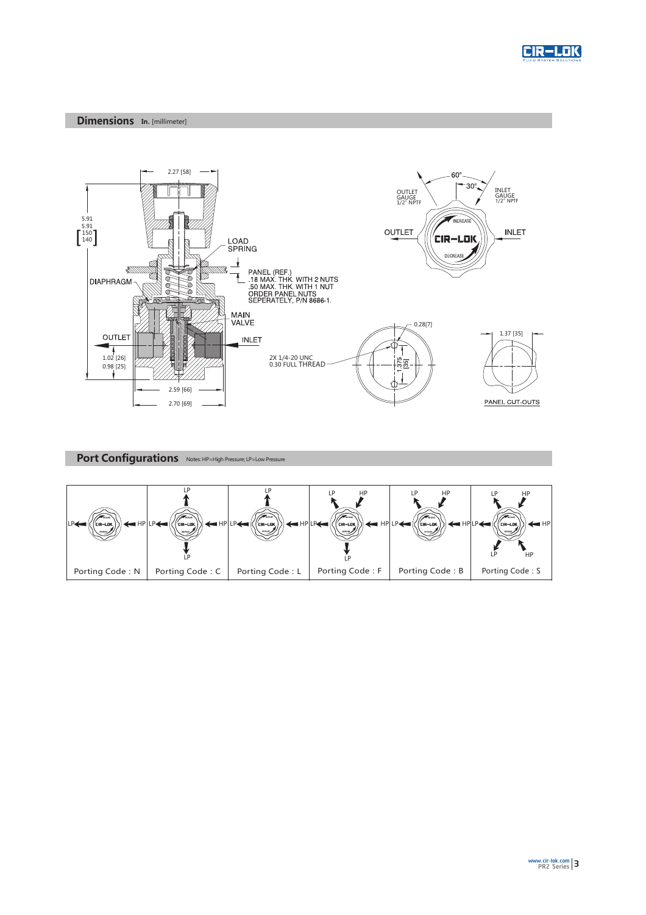## Dimensions In. [millimeter]

2.27 [58]

5.91
5.91
[150
140]

LOAD SPRING

PANEL (REF.)
.18 MAX. THK. WITH 2 NUTS
.50 MAX. THK. WITH 1 NUT
ORDER PANEL NUTS
SEPERATELY, P/N 8686-1.

DIAPHRAGM

MAIN VALVE

OUTLET

INLET

1.02 [26]
0.98 [25]

2.59 [66]

2.70 [69]

60°

30°

OUTLET GAUGE 1/2" NPTF

INLET GAUGE 1/2" NPTF

INCREASE

DECREASE

OUTLET

INLET

0.28[7]

2X 1/4-20 UNC
0.30 FULL THREAD

1.375 [35]

1.37 [35]

PANEL CUT-OUTS

## Port Configurations

Notes: HP=High Pressure; LP=Low Pressure

| Porting Code : N | Porting Code : C | Porting Code : L | Porting Code : F | Porting Code : B | Porting Code : S |
|---|---|---|---|---|---|
| LP ← → HP | LP (top), LP ← → HP, LP (bottom) | LP (top), LP ← → HP | LP, HP (top), LP ← → HP, LP (bottom) | LP, HP (top), LP ← → HP | LP, HP (top), LP ← → HP, LP, HP (bottom) |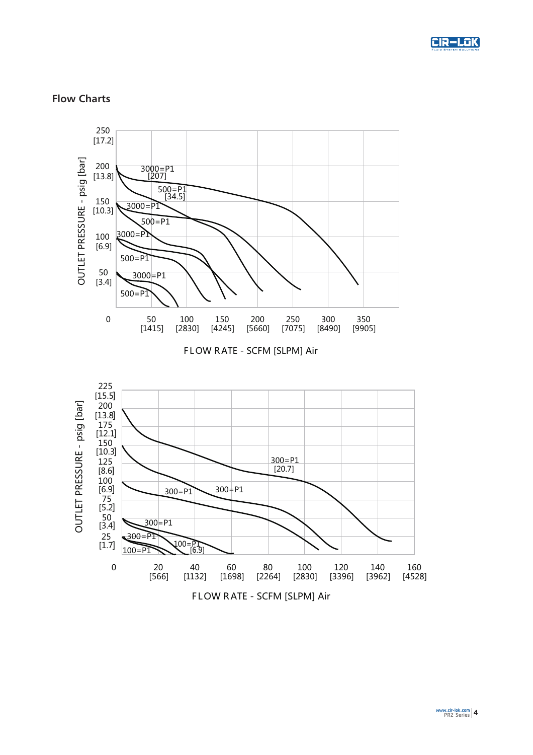## Flow Charts

OUTLET PRESSURE - psig [bar]

250 [17.2]
200 [13.8]
150 [10.3]
100 [6.9]
50 [3.4]
0

3000=P1 [207]
500=P1 [34.5]
3000=P1
500=P1
3000=P1
500=P1
3000=P1
500=P1

50 [1415] 100 [2830] 150 [4245] 200 [5660] 250 [7075] 300 [8490] 350 [9905]

FLOW RATE - SCFM [SLPM] Air

OUTLET PRESSURE - psig [bar]

225 [15.5]
200 [13.8]
175 [12.1]
150 [10.3]
125 [8.6]
100 [6.9]
75 [5.2]
50 [3.4]
25 [1.7]
0

300=P1 [20.7]
300=P1
300=P1
300=P1
300=P1
100=P1 [6.9]
100=P1

20 [566] 40 [1132] 60 [1698] 80 [2264] 100 [2830] 120 [3396] 140 [3962] 160 [4528]

FLOW RATE - SCFM [SLPM] Air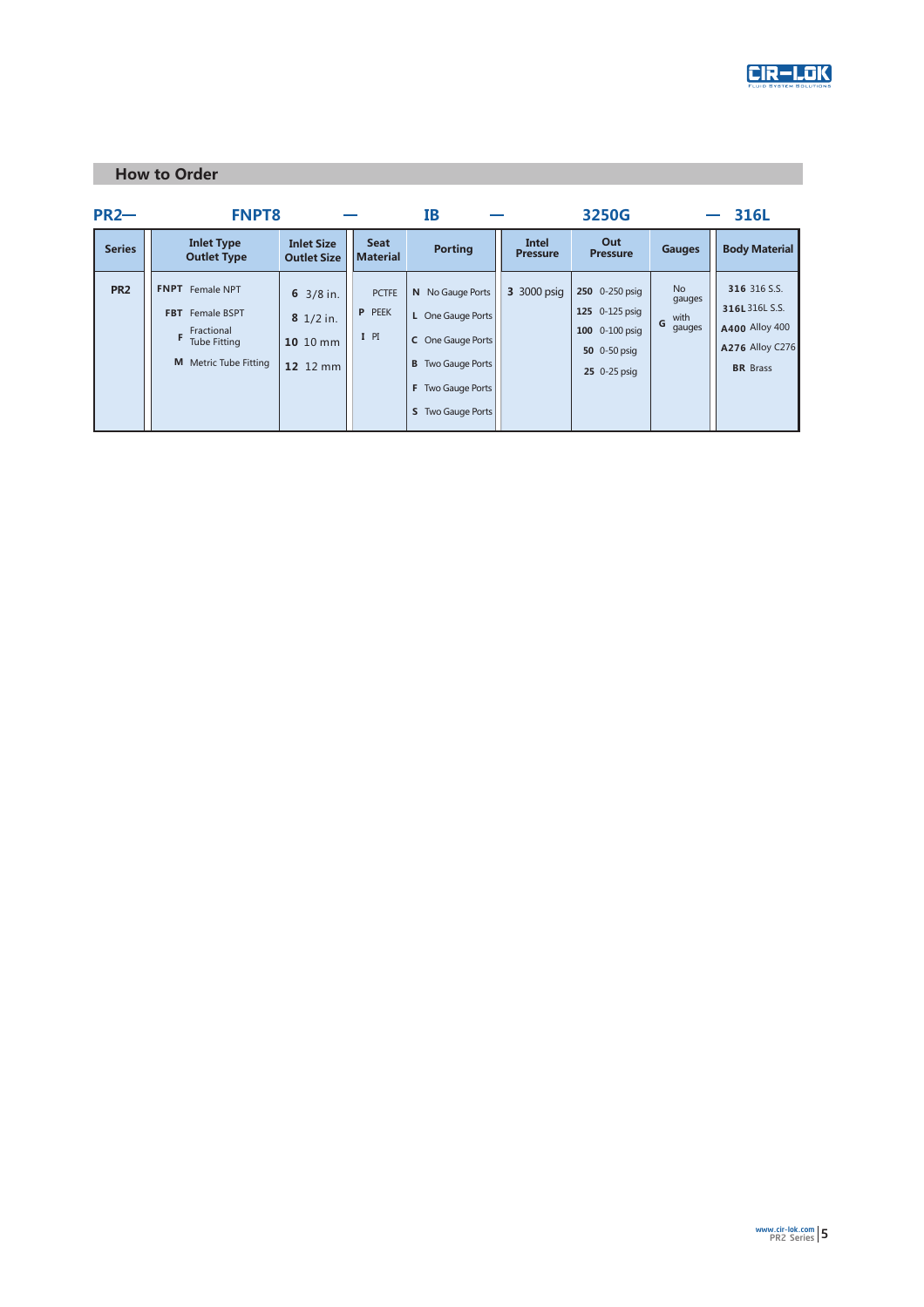## How to Order

PR2— FNPT8 — IB — 3250G — 316L

| Series | Inlet Type Outlet Type | Inlet Size Outlet Size | Seat Material | Porting | Intel Pressure | Out Pressure | Gauges | Body Material |
|---|---|---|---|---|---|---|---|---|
| PR2 | **FNPT** Female NPT | **6** 3/8 in. | PCTFE | **N** No Gauge Ports | **3** 3000 psig | **250** 0-250 psig | No gauges | **316** 316 S.S. |
| | **FBT** Female BSPT | **8** 1/2 in. | **P** PEEK | **L** One Gauge Ports | | **125** 0-125 psig | **G** with gauges | **316L** 316L S.S. |
| | **F** Fractional Tube Fitting | **10** 10 mm | **I** PI | **C** One Gauge Ports | | **100** 0-100 psig | | **A400** Alloy 400 |
| | **M** Metric Tube Fitting | **12** 12 mm | | **B** Two Gauge Ports | | **50** 0-50 psig | | **A276** Alloy C276 |
| | | | | **F** Two Gauge Ports | | **25** 0-25 psig | | **BR** Brass |
| | | | | **S** Two Gauge Ports | | | | |